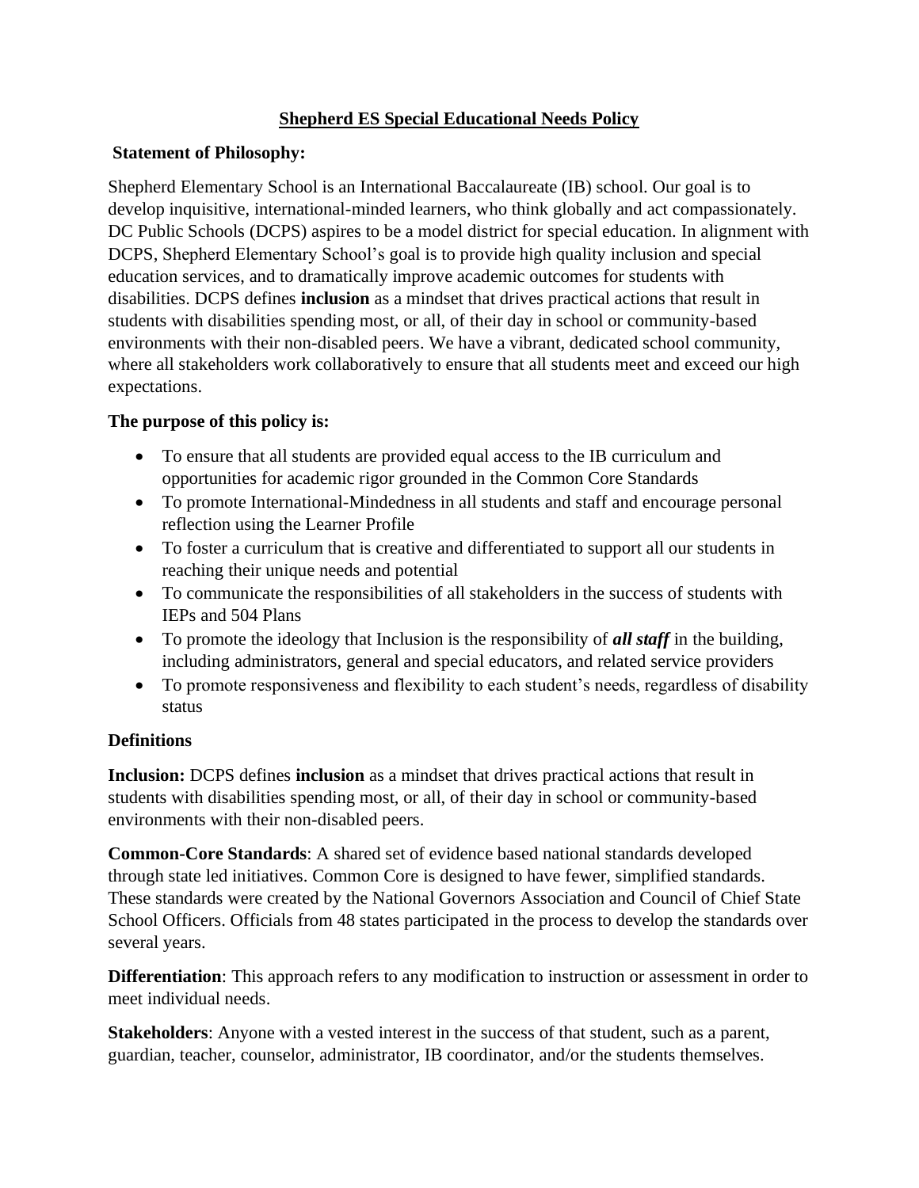# Shepherd ES Special Educational Needs Policy

**Statement of Philosophy:**

Shepherd Elementary School is an International Baccalaureate (IB) school. Our goal is to develop inquisitive, international-minded learners, who think globally and act compassionately. DC Public Schools (DCPS) aspires to be a model district for special education. In alignment with DCPS, Shepherd Elementary School's goal is to provide high quality inclusion and special education services, and to dramatically improve academic outcomes for students with disabilities. DCPS defines **inclusion** as a mindset that drives practical actions that result in students with disabilities spending most, or all, of their day in school or community-based environments with their non-disabled peers. We have a vibrant, dedicated school community, where all stakeholders work collaboratively to ensure that all students meet and exceed our high expectations.

**The purpose of this policy is:**

- To ensure that all students are provided equal access to the IB curriculum and opportunities for academic rigor grounded in the Common Core Standards
- To promote International-Mindedness in all students and staff and encourage personal reflection using the Learner Profile
- To foster a curriculum that is creative and differentiated to support all our students in reaching their unique needs and potential
- To communicate the responsibilities of all stakeholders in the success of students with IEPs and 504 Plans
- To promote the ideology that Inclusion is the responsibility of ***all staff*** in the building, including administrators, general and special educators, and related service providers
- To promote responsiveness and flexibility to each student's needs, regardless of disability status

**Definitions**

**Inclusion:** DCPS defines **inclusion** as a mindset that drives practical actions that result in students with disabilities spending most, or all, of their day in school or community-based environments with their non-disabled peers.

**Common-Core Standards**: A shared set of evidence based national standards developed through state led initiatives. Common Core is designed to have fewer, simplified standards. These standards were created by the National Governors Association and Council of Chief State School Officers. Officials from 48 states participated in the process to develop the standards over several years.

**Differentiation**: This approach refers to any modification to instruction or assessment in order to meet individual needs.

**Stakeholders**: Anyone with a vested interest in the success of that student, such as a parent, guardian, teacher, counselor, administrator, IB coordinator, and/or the students themselves.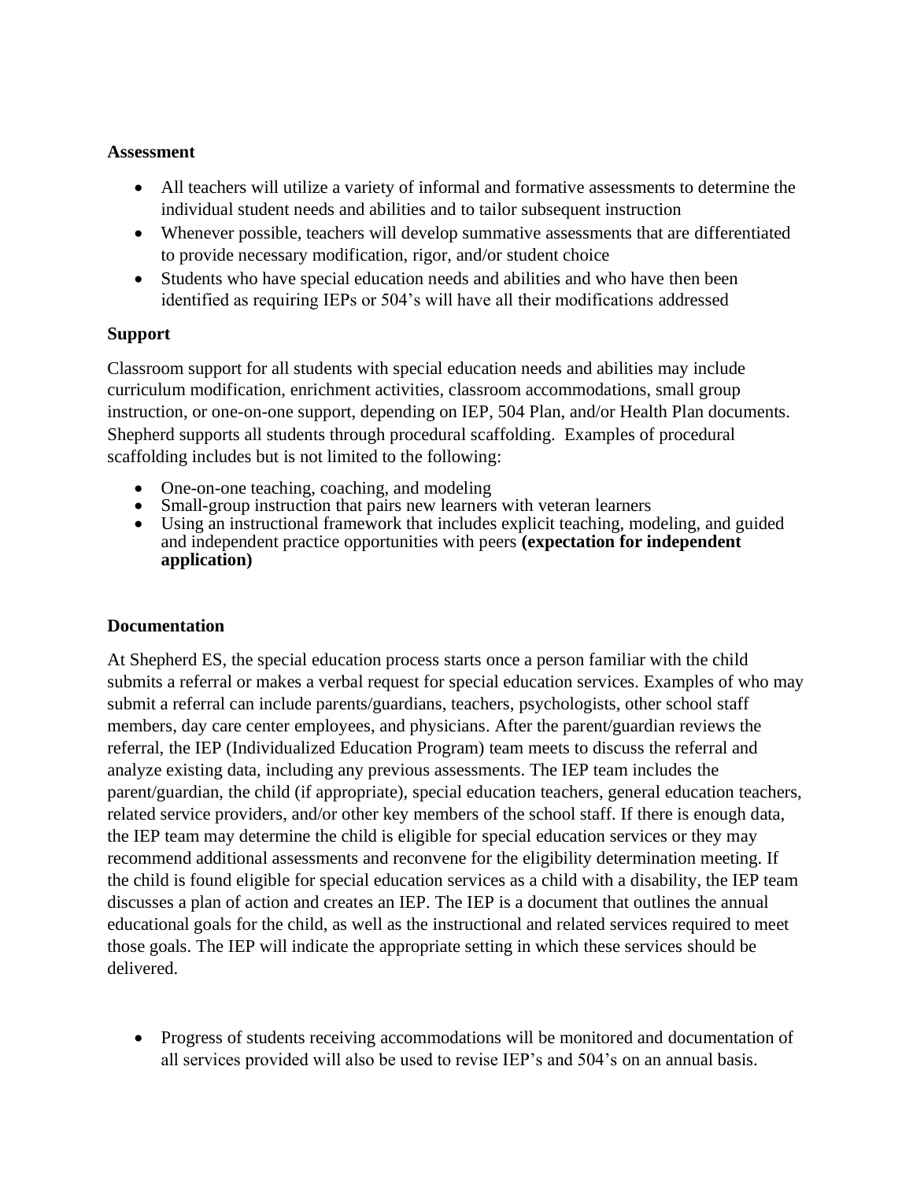**Assessment**

- All teachers will utilize a variety of informal and formative assessments to determine the individual student needs and abilities and to tailor subsequent instruction
- Whenever possible, teachers will develop summative assessments that are differentiated to provide necessary modification, rigor, and/or student choice
- Students who have special education needs and abilities and who have then been identified as requiring IEPs or 504's will have all their modifications addressed

**Support**

Classroom support for all students with special education needs and abilities may include curriculum modification, enrichment activities, classroom accommodations, small group instruction, or one-on-one support, depending on IEP, 504 Plan, and/or Health Plan documents. Shepherd supports all students through procedural scaffolding. Examples of procedural scaffolding includes but is not limited to the following:

- One-on-one teaching, coaching, and modeling
- Small-group instruction that pairs new learners with veteran learners
- Using an instructional framework that includes explicit teaching, modeling, and guided and independent practice opportunities with peers **(expectation for independent application)**

**Documentation**

At Shepherd ES, the special education process starts once a person familiar with the child submits a referral or makes a verbal request for special education services. Examples of who may submit a referral can include parents/guardians, teachers, psychologists, other school staff members, day care center employees, and physicians. After the parent/guardian reviews the referral, the IEP (Individualized Education Program) team meets to discuss the referral and analyze existing data, including any previous assessments. The IEP team includes the parent/guardian, the child (if appropriate), special education teachers, general education teachers, related service providers, and/or other key members of the school staff. If there is enough data, the IEP team may determine the child is eligible for special education services or they may recommend additional assessments and reconvene for the eligibility determination meeting. If the child is found eligible for special education services as a child with a disability, the IEP team discusses a plan of action and creates an IEP. The IEP is a document that outlines the annual educational goals for the child, as well as the instructional and related services required to meet those goals. The IEP will indicate the appropriate setting in which these services should be delivered.

- Progress of students receiving accommodations will be monitored and documentation of all services provided will also be used to revise IEP's and 504's on an annual basis.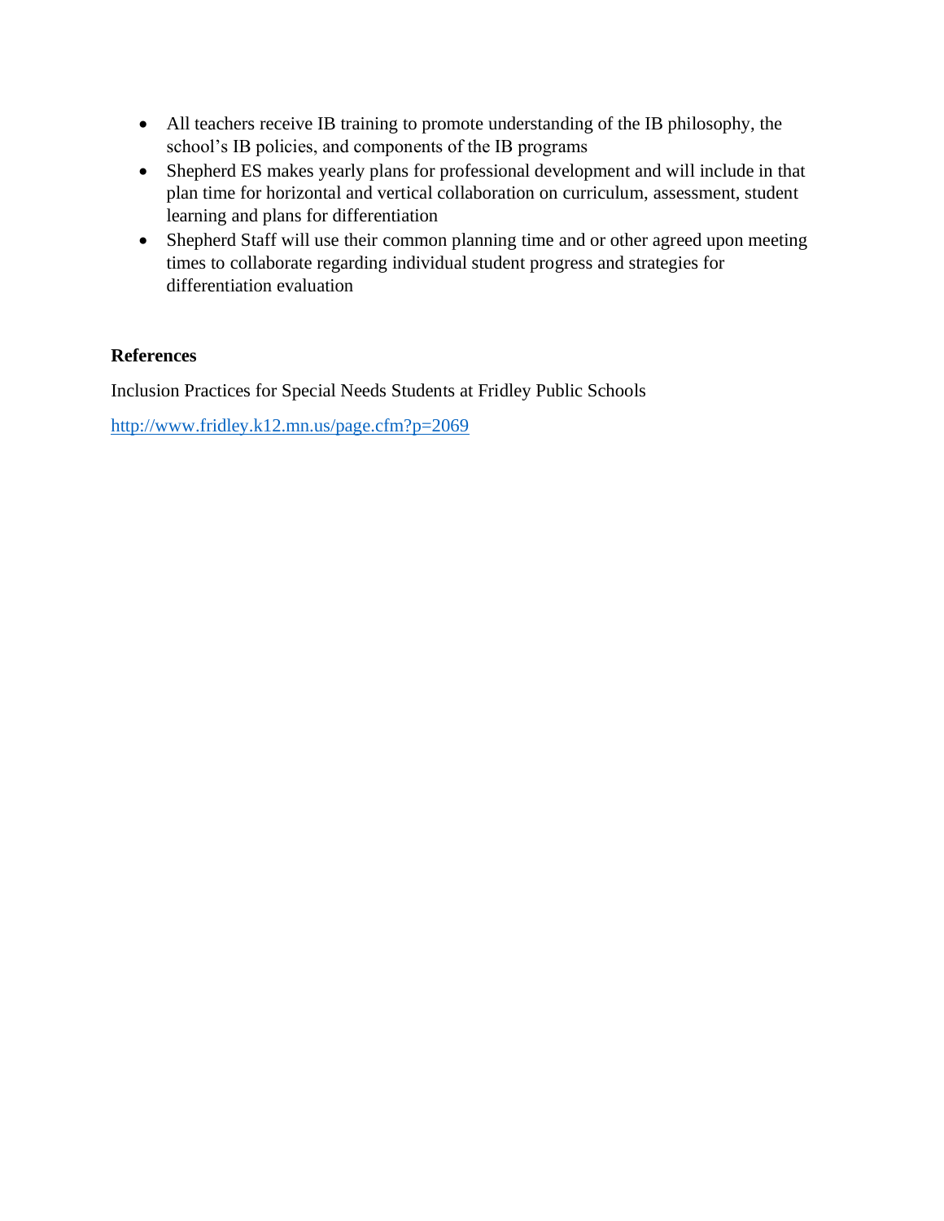- All teachers receive IB training to promote understanding of the IB philosophy, the school's IB policies, and components of the IB programs
- Shepherd ES makes yearly plans for professional development and will include in that plan time for horizontal and vertical collaboration on curriculum, assessment, student learning and plans for differentiation
- Shepherd Staff will use their common planning time and or other agreed upon meeting times to collaborate regarding individual student progress and strategies for differentiation evaluation

**References**

Inclusion Practices for Special Needs Students at Fridley Public Schools

http://www.fridley.k12.mn.us/page.cfm?p=2069